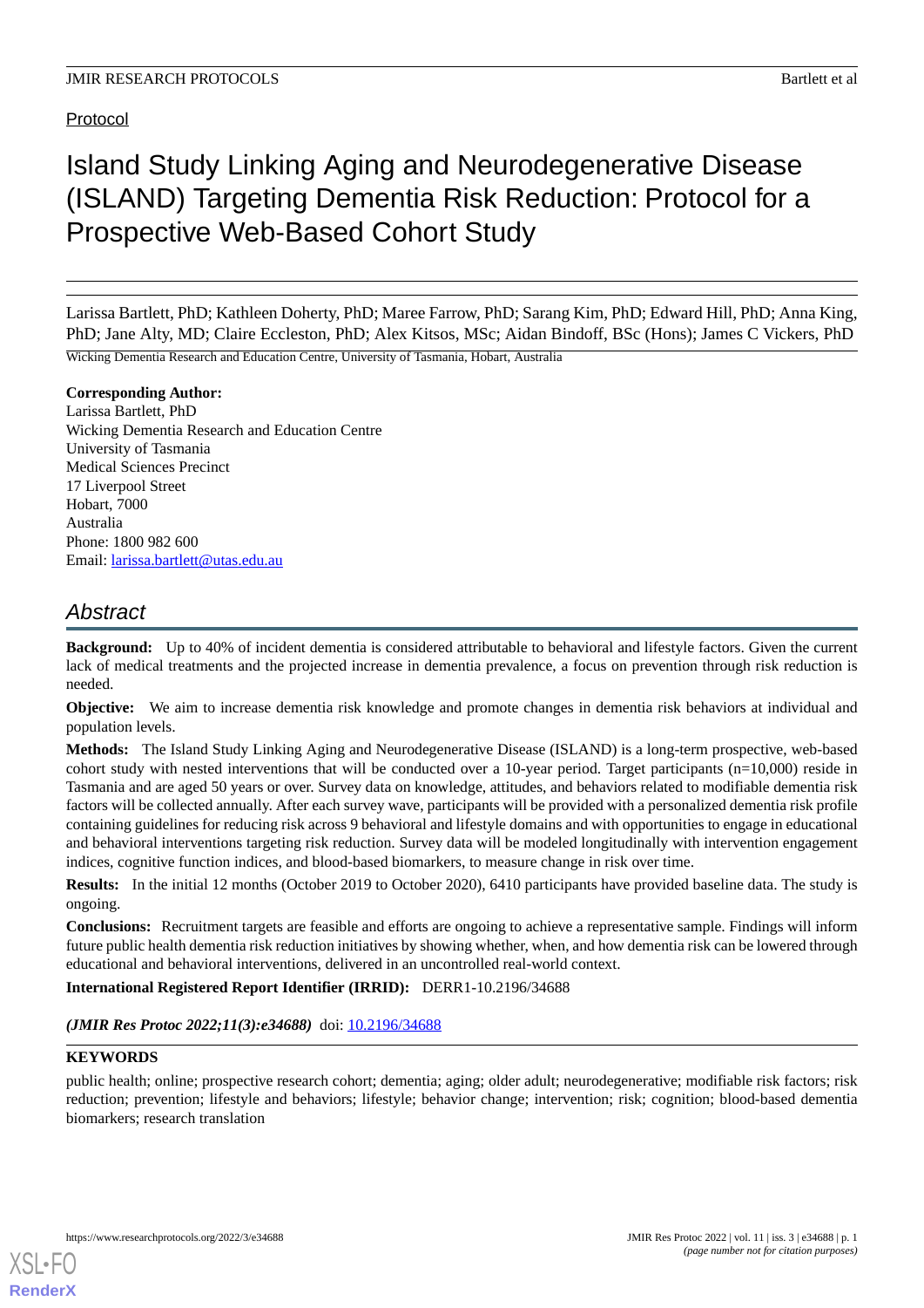Protocol

# Island Study Linking Aging and Neurodegenerative Disease (ISLAND) Targeting Dementia Risk Reduction: Protocol for a Prospective Web-Based Cohort Study

Larissa Bartlett, PhD; Kathleen Doherty, PhD; Maree Farrow, PhD; Sarang Kim, PhD; Edward Hill, PhD; Anna King, PhD; Jane Alty, MD; Claire Eccleston, PhD; Alex Kitsos, MSc; Aidan Bindoff, BSc (Hons); James C Vickers, PhD

Wicking Dementia Research and Education Centre, University of Tasmania, Hobart, Australia

**Corresponding Author:**
Larissa Bartlett, PhD
Wicking Dementia Research and Education Centre
University of Tasmania
Medical Sciences Precinct
17 Liverpool Street
Hobart, 7000
Australia
Phone: 1800 982 600
Email: larissa.bartlett@utas.edu.au

## Abstract

**Background:** Up to 40% of incident dementia is considered attributable to behavioral and lifestyle factors. Given the current lack of medical treatments and the projected increase in dementia prevalence, a focus on prevention through risk reduction is needed.

**Objective:** We aim to increase dementia risk knowledge and promote changes in dementia risk behaviors at individual and population levels.

**Methods:** The Island Study Linking Aging and Neurodegenerative Disease (ISLAND) is a long-term prospective, web-based cohort study with nested interventions that will be conducted over a 10-year period. Target participants (n=10,000) reside in Tasmania and are aged 50 years or over. Survey data on knowledge, attitudes, and behaviors related to modifiable dementia risk factors will be collected annually. After each survey wave, participants will be provided with a personalized dementia risk profile containing guidelines for reducing risk across 9 behavioral and lifestyle domains and with opportunities to engage in educational and behavioral interventions targeting risk reduction. Survey data will be modeled longitudinally with intervention engagement indices, cognitive function indices, and blood-based biomarkers, to measure change in risk over time.

**Results:** In the initial 12 months (October 2019 to October 2020), 6410 participants have provided baseline data. The study is ongoing.

**Conclusions:** Recruitment targets are feasible and efforts are ongoing to achieve a representative sample. Findings will inform future public health dementia risk reduction initiatives by showing whether, when, and how dementia risk can be lowered through educational and behavioral interventions, delivered in an uncontrolled real-world context.

**International Registered Report Identifier (IRRID):** DERR1-10.2196/34688

***(JMIR Res Protoc 2022;11(3):e34688)*** doi: 10.2196/34688

**KEYWORDS**

public health; online; prospective research cohort; dementia; aging; older adult; neurodegenerative; modifiable risk factors; risk reduction; prevention; lifestyle and behaviors; lifestyle; behavior change; intervention; risk; cognition; blood-based dementia biomarkers; research translation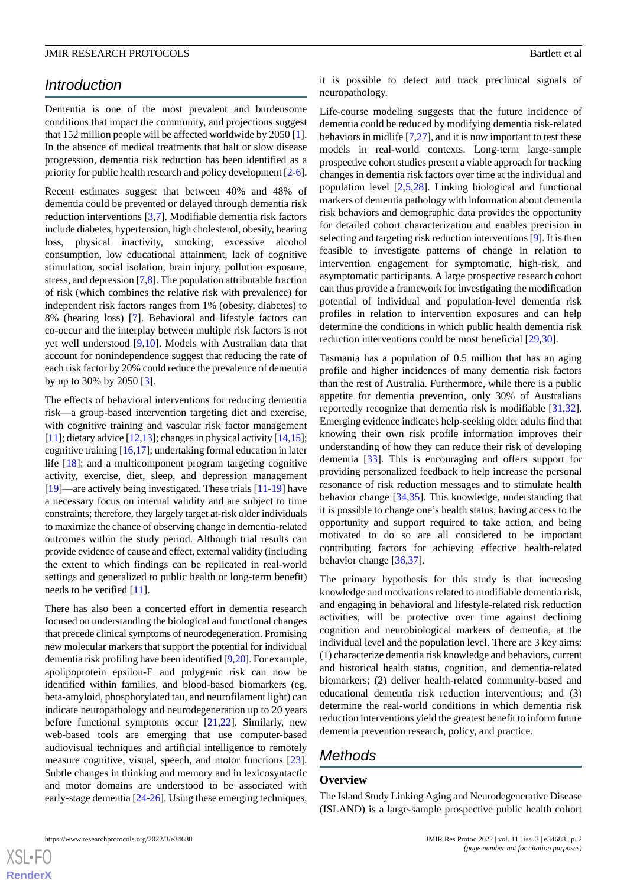## Introduction

Dementia is one of the most prevalent and burdensome conditions that impact the community, and projections suggest that 152 million people will be affected worldwide by 2050 [1]. In the absence of medical treatments that halt or slow disease progression, dementia risk reduction has been identified as a priority for public health research and policy development [2-6].

Recent estimates suggest that between 40% and 48% of dementia could be prevented or delayed through dementia risk reduction interventions [3,7]. Modifiable dementia risk factors include diabetes, hypertension, high cholesterol, obesity, hearing loss, physical inactivity, smoking, excessive alcohol consumption, low educational attainment, lack of cognitive stimulation, social isolation, brain injury, pollution exposure, stress, and depression [7,8]. The population attributable fraction of risk (which combines the relative risk with prevalence) for independent risk factors ranges from 1% (obesity, diabetes) to 8% (hearing loss) [7]. Behavioral and lifestyle factors can co-occur and the interplay between multiple risk factors is not yet well understood [9,10]. Models with Australian data that account for nonindependence suggest that reducing the rate of each risk factor by 20% could reduce the prevalence of dementia by up to 30% by 2050 [3].

The effects of behavioral interventions for reducing dementia risk—a group-based intervention targeting diet and exercise, with cognitive training and vascular risk factor management [11]; dietary advice [12,13]; changes in physical activity [14,15]; cognitive training [16,17]; undertaking formal education in later life [18]; and a multicomponent program targeting cognitive activity, exercise, diet, sleep, and depression management [19]—are actively being investigated. These trials [11-19] have a necessary focus on internal validity and are subject to time constraints; therefore, they largely target at-risk older individuals to maximize the chance of observing change in dementia-related outcomes within the study period. Although trial results can provide evidence of cause and effect, external validity (including the extent to which findings can be replicated in real-world settings and generalized to public health or long-term benefit) needs to be verified [11].

There has also been a concerted effort in dementia research focused on understanding the biological and functional changes that precede clinical symptoms of neurodegeneration. Promising new molecular markers that support the potential for individual dementia risk profiling have been identified [9,20]. For example, apolipoprotein epsilon-E and polygenic risk can now be identified within families, and blood-based biomarkers (eg, beta-amyloid, phosphorylated tau, and neurofilament light) can indicate neuropathology and neurodegeneration up to 20 years before functional symptoms occur [21,22]. Similarly, new web-based tools are emerging that use computer-based audiovisual techniques and artificial intelligence to remotely measure cognitive, visual, speech, and motor functions [23]. Subtle changes in thinking and memory and in lexicosyntactic and motor domains are understood to be associated with early-stage dementia [24-26]. Using these emerging techniques, it is possible to detect and track preclinical signals of neuropathology.

Life-course modeling suggests that the future incidence of dementia could be reduced by modifying dementia risk-related behaviors in midlife [7,27], and it is now important to test these models in real-world contexts. Long-term large-sample prospective cohort studies present a viable approach for tracking changes in dementia risk factors over time at the individual and population level [2,5,28]. Linking biological and functional markers of dementia pathology with information about dementia risk behaviors and demographic data provides the opportunity for detailed cohort characterization and enables precision in selecting and targeting risk reduction interventions [9]. It is then feasible to investigate patterns of change in relation to intervention engagement for symptomatic, high-risk, and asymptomatic participants. A large prospective research cohort can thus provide a framework for investigating the modification potential of individual and population-level dementia risk profiles in relation to intervention exposures and can help determine the conditions in which public health dementia risk reduction interventions could be most beneficial [29,30].

Tasmania has a population of 0.5 million that has an aging profile and higher incidences of many dementia risk factors than the rest of Australia. Furthermore, while there is a public appetite for dementia prevention, only 30% of Australians reportedly recognize that dementia risk is modifiable [31,32]. Emerging evidence indicates help-seeking older adults find that knowing their own risk profile information improves their understanding of how they can reduce their risk of developing dementia [33]. This is encouraging and offers support for providing personalized feedback to help increase the personal resonance of risk reduction messages and to stimulate health behavior change [34,35]. This knowledge, understanding that it is possible to change one's health status, having access to the opportunity and support required to take action, and being motivated to do so are all considered to be important contributing factors for achieving effective health-related behavior change [36,37].

The primary hypothesis for this study is that increasing knowledge and motivations related to modifiable dementia risk, and engaging in behavioral and lifestyle-related risk reduction activities, will be protective over time against declining cognition and neurobiological markers of dementia, at the individual level and the population level. There are 3 key aims: (1) characterize dementia risk knowledge and behaviors, current and historical health status, cognition, and dementia-related biomarkers; (2) deliver health-related community-based and educational dementia risk reduction interventions; and (3) determine the real-world conditions in which dementia risk reduction interventions yield the greatest benefit to inform future dementia prevention research, policy, and practice.

## Methods

### Overview

The Island Study Linking Aging and Neurodegenerative Disease (ISLAND) is a large-sample prospective public health cohort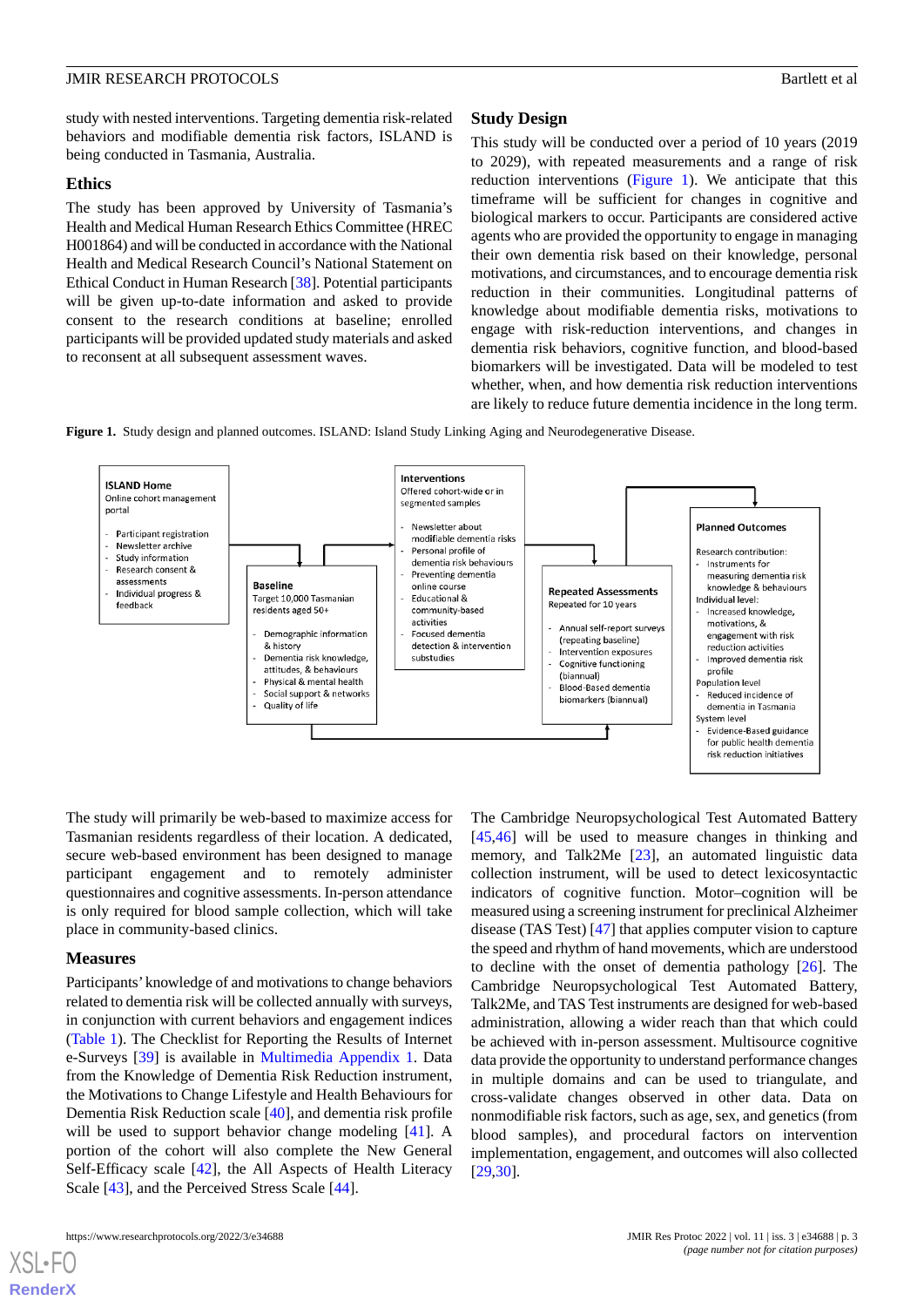study with nested interventions. Targeting dementia risk-related behaviors and modifiable dementia risk factors, ISLAND is being conducted in Tasmania, Australia.

## Ethics

The study has been approved by University of Tasmania's Health and Medical Human Research Ethics Committee (HREC H001864) and will be conducted in accordance with the National Health and Medical Research Council's National Statement on Ethical Conduct in Human Research [38]. Potential participants will be given up-to-date information and asked to provide consent to the research conditions at baseline; enrolled participants will be provided updated study materials and asked to reconsent at all subsequent assessment waves.

## Study Design

This study will be conducted over a period of 10 years (2019 to 2029), with repeated measurements and a range of risk reduction interventions (Figure 1). We anticipate that this timeframe will be sufficient for changes in cognitive and biological markers to occur. Participants are considered active agents who are provided the opportunity to engage in managing their own dementia risk based on their knowledge, personal motivations, and circumstances, and to encourage dementia risk reduction in their communities. Longitudinal patterns of knowledge about modifiable dementia risks, motivations to engage with risk-reduction interventions, and changes in dementia risk behaviors, cognitive function, and blood-based biomarkers will be investigated. Data will be modeled to test whether, when, and how dementia risk reduction interventions are likely to reduce future dementia incidence in the long term.

**Figure 1.** Study design and planned outcomes. ISLAND: Island Study Linking Aging and Neurodegenerative Disease.

**ISLAND Home**
Online cohort management portal

- Participant registration
- Newsletter archive
- Study information
- Research consent & assessments
- Individual progress & feedback

**Baseline**
Target 10,000 Tasmanian residents aged 50+

- Demographic information & history
- Dementia risk knowledge, attitudes, & behaviours
- Physical & mental health
- Social support & networks
- Quality of life

**Interventions**
Offered cohort-wide or in segmented samples

- Newsletter about modifiable dementia risks
- Personal profile of dementia risk behaviours
- Preventing dementia online course
- Educational & community-based activities
- Focused dementia detection & intervention substudies

**Repeated Assessments**
Repeated for 10 years

- Annual self-report surveys (repeating baseline)
- Intervention exposures
- Cognitive functioning (biannual)
- Blood-Based dementia biomarkers (biannual)

**Planned Outcomes**

Research contribution:
- Instruments for measuring dementia risk knowledge & behaviours

Individual level:
- Increased knowledge, motivations, & engagement with risk reduction activities
- Improved dementia risk profile

Population level
- Reduced incidence of dementia in Tasmania

System level
- Evidence-Based guidance for public health dementia risk reduction initiatives

The study will primarily be web-based to maximize access for Tasmanian residents regardless of their location. A dedicated, secure web-based environment has been designed to manage participant engagement and to remotely administer questionnaires and cognitive assessments. In-person attendance is only required for blood sample collection, which will take place in community-based clinics.

## Measures

Participants' knowledge of and motivations to change behaviors related to dementia risk will be collected annually with surveys, in conjunction with current behaviors and engagement indices (Table 1). The Checklist for Reporting the Results of Internet e-Surveys [39] is available in Multimedia Appendix 1. Data from the Knowledge of Dementia Risk Reduction instrument, the Motivations to Change Lifestyle and Health Behaviours for Dementia Risk Reduction scale [40], and dementia risk profile will be used to support behavior change modeling [41]. A portion of the cohort will also complete the New General Self-Efficacy scale [42], the All Aspects of Health Literacy Scale [43], and the Perceived Stress Scale [44].

The Cambridge Neuropsychological Test Automated Battery [45,46] will be used to measure changes in thinking and memory, and Talk2Me [23], an automated linguistic data collection instrument, will be used to detect lexicosyntactic indicators of cognitive function. Motor–cognition will be measured using a screening instrument for preclinical Alzheimer disease (TAS Test) [47] that applies computer vision to capture the speed and rhythm of hand movements, which are understood to decline with the onset of dementia pathology [26]. The Cambridge Neuropsychological Test Automated Battery, Talk2Me, and TAS Test instruments are designed for web-based administration, allowing a wider reach than that which could be achieved with in-person assessment. Multisource cognitive data provide the opportunity to understand performance changes in multiple domains and can be used to triangulate, and cross-validate changes observed in other data. Data on nonmodifiable risk factors, such as age, sex, and genetics (from blood samples), and procedural factors on intervention implementation, engagement, and outcomes will also collected [29,30].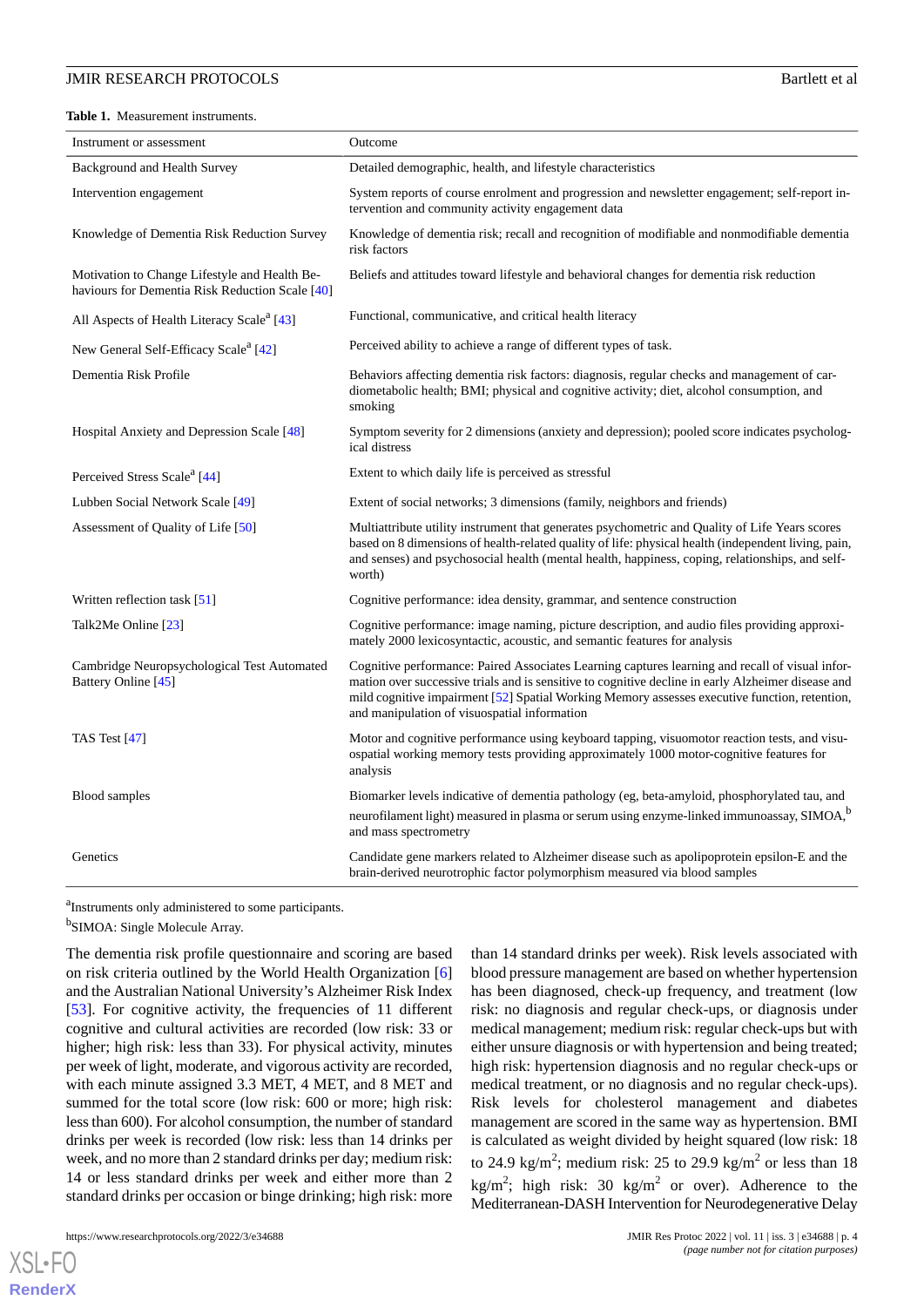**Table 1.** Measurement instruments.

| Instrument or assessment | Outcome |
|---|---|
| Background and Health Survey | Detailed demographic, health, and lifestyle characteristics |
| Intervention engagement | System reports of course enrolment and progression and newsletter engagement; self-report intervention and community activity engagement data |
| Knowledge of Dementia Risk Reduction Survey | Knowledge of dementia risk; recall and recognition of modifiable and nonmodifiable dementia risk factors |
| Motivation to Change Lifestyle and Health Behaviours for Dementia Risk Reduction Scale [40] | Beliefs and attitudes toward lifestyle and behavioral changes for dementia risk reduction |
| All Aspects of Health Literacy Scale[a] [43] | Functional, communicative, and critical health literacy |
| New General Self-Efficacy Scale[a] [42] | Perceived ability to achieve a range of different types of task. |
| Dementia Risk Profile | Behaviors affecting dementia risk factors: diagnosis, regular checks and management of cardiometabolic health; BMI; physical and cognitive activity; diet, alcohol consumption, and smoking |
| Hospital Anxiety and Depression Scale [48] | Symptom severity for 2 dimensions (anxiety and depression); pooled score indicates psychological distress |
| Perceived Stress Scale[a] [44] | Extent to which daily life is perceived as stressful |
| Lubben Social Network Scale [49] | Extent of social networks; 3 dimensions (family, neighbors and friends) |
| Assessment of Quality of Life [50] | Multiattribute utility instrument that generates psychometric and Quality of Life Years scores based on 8 dimensions of health-related quality of life: physical health (independent living, pain, and senses) and psychosocial health (mental health, happiness, coping, relationships, and self-worth) |
| Written reflection task [51] | Cognitive performance: idea density, grammar, and sentence construction |
| Talk2Me Online [23] | Cognitive performance: image naming, picture description, and audio files providing approximately 2000 lexicosyntactic, acoustic, and semantic features for analysis |
| Cambridge Neuropsychological Test Automated Battery Online [45] | Cognitive performance: Paired Associates Learning captures learning and recall of visual information over successive trials and is sensitive to cognitive decline in early Alzheimer disease and mild cognitive impairment [52] Spatial Working Memory assesses executive function, retention, and manipulation of visuospatial information |
| TAS Test [47] | Motor and cognitive performance using keyboard tapping, visuomotor reaction tests, and visuospatial working memory tests providing approximately 1000 motor-cognitive features for analysis |
| Blood samples | Biomarker levels indicative of dementia pathology (eg, beta-amyloid, phosphorylated tau, and neurofilament light) measured in plasma or serum using enzyme-linked immunoassay, SIMOA,[b] and mass spectrometry |
| Genetics | Candidate gene markers related to Alzheimer disease such as apolipoprotein epsilon-E and the brain-derived neurotrophic factor polymorphism measured via blood samples |

[a]Instruments only administered to some participants.

[b]SIMOA: Single Molecule Array.

The dementia risk profile questionnaire and scoring are based on risk criteria outlined by the World Health Organization [6] and the Australian National University's Alzheimer Risk Index [53]. For cognitive activity, the frequencies of 11 different cognitive and cultural activities are recorded (low risk: 33 or higher; high risk: less than 33). For physical activity, minutes per week of light, moderate, and vigorous activity are recorded, with each minute assigned 3.3 MET, 4 MET, and 8 MET and summed for the total score (low risk: 600 or more; high risk: less than 600). For alcohol consumption, the number of standard drinks per week is recorded (low risk: less than 14 drinks per week, and no more than 2 standard drinks per day; medium risk: 14 or less standard drinks per week and either more than 2 standard drinks per occasion or binge drinking; high risk: more than 14 standard drinks per week). Risk levels associated with blood pressure management are based on whether hypertension has been diagnosed, check-up frequency, and treatment (low risk: no diagnosis and regular check-ups, or diagnosis under medical management; medium risk: regular check-ups but with either unsure diagnosis or with hypertension and being treated; high risk: hypertension diagnosis and no regular check-ups or medical treatment, or no diagnosis and no regular check-ups). Risk levels for cholesterol management and diabetes management are scored in the same way as hypertension. BMI is calculated as weight divided by height squared (low risk: 18 to 24.9 kg/m$^2$; medium risk: 25 to 29.9 kg/m$^2$ or less than 18 kg/m$^2$; high risk: 30 kg/m$^2$ or over). Adherence to the Mediterranean-DASH Intervention for Neurodegenerative Delay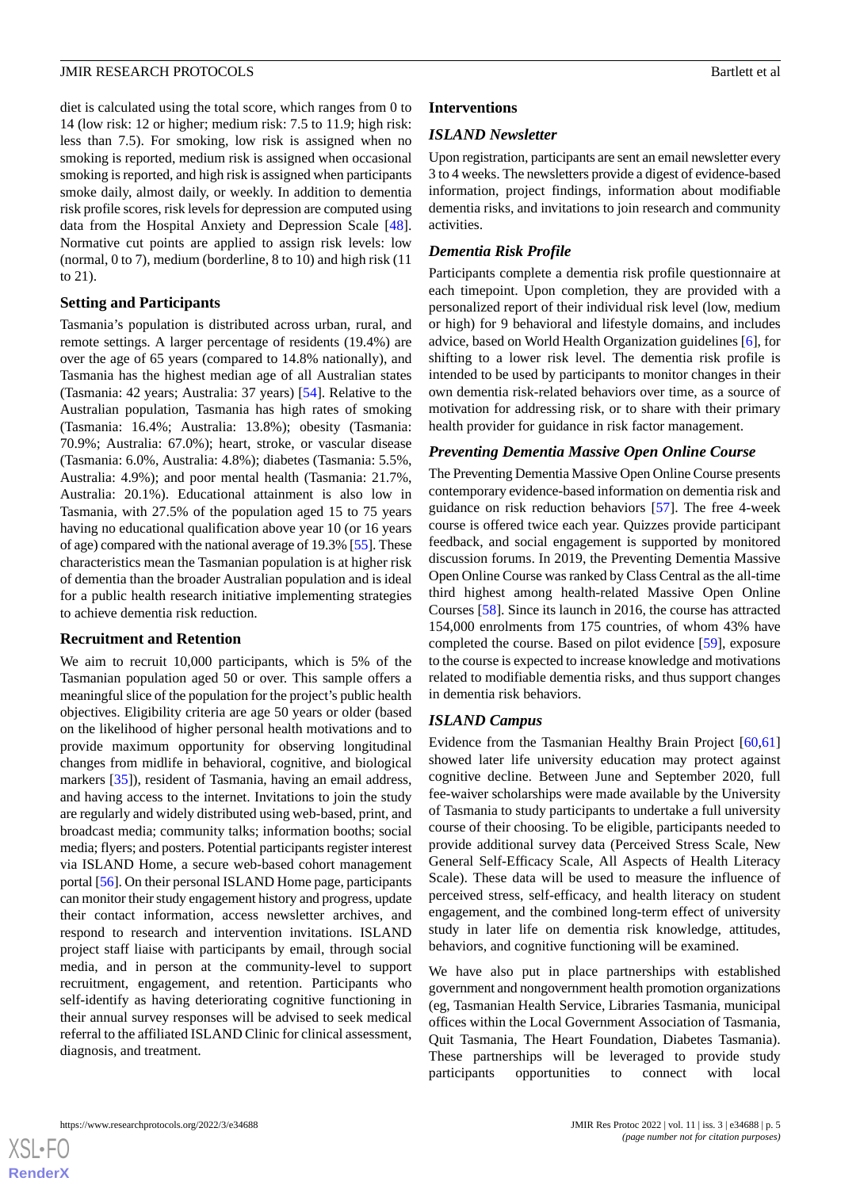diet is calculated using the total score, which ranges from 0 to 14 (low risk: 12 or higher; medium risk: 7.5 to 11.9; high risk: less than 7.5). For smoking, low risk is assigned when no smoking is reported, medium risk is assigned when occasional smoking is reported, and high risk is assigned when participants smoke daily, almost daily, or weekly. In addition to dementia risk profile scores, risk levels for depression are computed using data from the Hospital Anxiety and Depression Scale [48]. Normative cut points are applied to assign risk levels: low (normal, 0 to 7), medium (borderline, 8 to 10) and high risk (11 to 21).

### Setting and Participants

Tasmania's population is distributed across urban, rural, and remote settings. A larger percentage of residents (19.4%) are over the age of 65 years (compared to 14.8% nationally), and Tasmania has the highest median age of all Australian states (Tasmania: 42 years; Australia: 37 years) [54]. Relative to the Australian population, Tasmania has high rates of smoking (Tasmania: 16.4%; Australia: 13.8%); obesity (Tasmania: 70.9%; Australia: 67.0%); heart, stroke, or vascular disease (Tasmania: 6.0%, Australia: 4.8%); diabetes (Tasmania: 5.5%, Australia: 4.9%); and poor mental health (Tasmania: 21.7%, Australia: 20.1%). Educational attainment is also low in Tasmania, with 27.5% of the population aged 15 to 75 years having no educational qualification above year 10 (or 16 years of age) compared with the national average of 19.3% [55]. These characteristics mean the Tasmanian population is at higher risk of dementia than the broader Australian population and is ideal for a public health research initiative implementing strategies to achieve dementia risk reduction.

### Recruitment and Retention

We aim to recruit 10,000 participants, which is 5% of the Tasmanian population aged 50 or over. This sample offers a meaningful slice of the population for the project's public health objectives. Eligibility criteria are age 50 years or older (based on the likelihood of higher personal health motivations and to provide maximum opportunity for observing longitudinal changes from midlife in behavioral, cognitive, and biological markers [35]), resident of Tasmania, having an email address, and having access to the internet. Invitations to join the study are regularly and widely distributed using web-based, print, and broadcast media; community talks; information booths; social media; flyers; and posters. Potential participants register interest via ISLAND Home, a secure web-based cohort management portal [56]. On their personal ISLAND Home page, participants can monitor their study engagement history and progress, update their contact information, access newsletter archives, and respond to research and intervention invitations. ISLAND project staff liaise with participants by email, through social media, and in person at the community-level to support recruitment, engagement, and retention. Participants who self-identify as having deteriorating cognitive functioning in their annual survey responses will be advised to seek medical referral to the affiliated ISLAND Clinic for clinical assessment, diagnosis, and treatment.

### Interventions

#### *ISLAND Newsletter*

Upon registration, participants are sent an email newsletter every 3 to 4 weeks. The newsletters provide a digest of evidence-based information, project findings, information about modifiable dementia risks, and invitations to join research and community activities.

#### *Dementia Risk Profile*

Participants complete a dementia risk profile questionnaire at each timepoint. Upon completion, they are provided with a personalized report of their individual risk level (low, medium or high) for 9 behavioral and lifestyle domains, and includes advice, based on World Health Organization guidelines [6], for shifting to a lower risk level. The dementia risk profile is intended to be used by participants to monitor changes in their own dementia risk-related behaviors over time, as a source of motivation for addressing risk, or to share with their primary health provider for guidance in risk factor management.

#### *Preventing Dementia Massive Open Online Course*

The Preventing Dementia Massive Open Online Course presents contemporary evidence-based information on dementia risk and guidance on risk reduction behaviors [57]. The free 4-week course is offered twice each year. Quizzes provide participant feedback, and social engagement is supported by monitored discussion forums. In 2019, the Preventing Dementia Massive Open Online Course was ranked by Class Central as the all-time third highest among health-related Massive Open Online Courses [58]. Since its launch in 2016, the course has attracted 154,000 enrolments from 175 countries, of whom 43% have completed the course. Based on pilot evidence [59], exposure to the course is expected to increase knowledge and motivations related to modifiable dementia risks, and thus support changes in dementia risk behaviors.

#### *ISLAND Campus*

Evidence from the Tasmanian Healthy Brain Project [60,61] showed later life university education may protect against cognitive decline. Between June and September 2020, full fee-waiver scholarships were made available by the University of Tasmania to study participants to undertake a full university course of their choosing. To be eligible, participants needed to provide additional survey data (Perceived Stress Scale, New General Self-Efficacy Scale, All Aspects of Health Literacy Scale). These data will be used to measure the influence of perceived stress, self-efficacy, and health literacy on student engagement, and the combined long-term effect of university study in later life on dementia risk knowledge, attitudes, behaviors, and cognitive functioning will be examined.

We have also put in place partnerships with established government and nongovernment health promotion organizations (eg, Tasmanian Health Service, Libraries Tasmania, municipal offices within the Local Government Association of Tasmania, Quit Tasmania, The Heart Foundation, Diabetes Tasmania). These partnerships will be leveraged to provide study participants opportunities to connect with local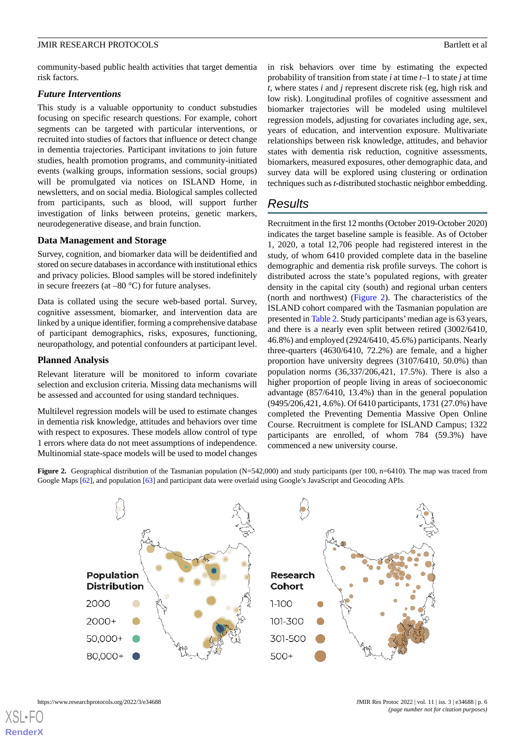community-based public health activities that target dementia risk factors.

### Future Interventions

This study is a valuable opportunity to conduct substudies focusing on specific research questions. For example, cohort segments can be targeted with particular interventions, or recruited into studies of factors that influence or detect change in dementia trajectories. Participant invitations to join future studies, health promotion programs, and community-initiated events (walking groups, information sessions, social groups) will be promulgated via notices on ISLAND Home, in newsletters, and on social media. Biological samples collected from participants, such as blood, will support further investigation of links between proteins, genetic markers, neurodegenerative disease, and brain function.

### Data Management and Storage

Survey, cognition, and biomarker data will be deidentified and stored on secure databases in accordance with institutional ethics and privacy policies. Blood samples will be stored indefinitely in secure freezers (at –80 °C) for future analyses.

Data is collated using the secure web-based portal. Survey, cognitive assessment, biomarker, and intervention data are linked by a unique identifier, forming a comprehensive database of participant demographics, risks, exposures, functioning, neuropathology, and potential confounders at participant level.

### Planned Analysis

Relevant literature will be monitored to inform covariate selection and exclusion criteria. Missing data mechanisms will be assessed and accounted for using standard techniques.

Multilevel regression models will be used to estimate changes in dementia risk knowledge, attitudes and behaviors over time with respect to exposures. These models allow control of type 1 errors where data do not meet assumptions of independence. Multinomial state-space models will be used to model changes in risk behaviors over time by estimating the expected probability of transition from state $i$ at time $t$–1 to state $j$ at time $t$, where states $i$ and $j$ represent discrete risk (eg, high risk and low risk). Longitudinal profiles of cognitive assessment and biomarker trajectories will be modeled using multilevel regression models, adjusting for covariates including age, sex, years of education, and intervention exposure. Multivariate relationships between risk knowledge, attitudes, and behavior states with dementia risk reduction, cognitive assessments, biomarkers, measured exposures, other demographic data, and survey data will be explored using clustering or ordination techniques such as $t$-distributed stochastic neighbor embedding.

## Results

Recruitment in the first 12 months (October 2019-October 2020) indicates the target baseline sample is feasible. As of October 1, 2020, a total 12,706 people had registered interest in the study, of whom 6410 provided complete data in the baseline demographic and dementia risk profile surveys. The cohort is distributed across the state's populated regions, with greater density in the capital city (south) and regional urban centers (north and northwest) (Figure 2). The characteristics of the ISLAND cohort compared with the Tasmanian population are presented in Table 2. Study participants' median age is 63 years, and there is a nearly even split between retired (3002/6410, 46.8%) and employed (2924/6410, 45.6%) participants. Nearly three-quarters (4630/6410, 72.2%) are female, and a higher proportion have university degrees (3107/6410, 50.0%) than population norms (36,337/206,421, 17.5%). There is also a higher proportion of people living in areas of socioeconomic advantage (857/6410, 13.4%) than in the general population (9495/206,421, 4.6%). Of 6410 participants, 1731 (27.0%) have completed the Preventing Dementia Massive Open Online Course. Recruitment is complete for ISLAND Campus; 1322 participants are enrolled, of whom 784 (59.3%) have commenced a new university course.

**Figure 2.** Geographical distribution of the Tasmanian population (N=542,000) and study participants (per 100, n=6410). The map was traced from Google Maps [62], and population [63] and participant data were overlaid using Google's JavaScript and Geocoding APIs.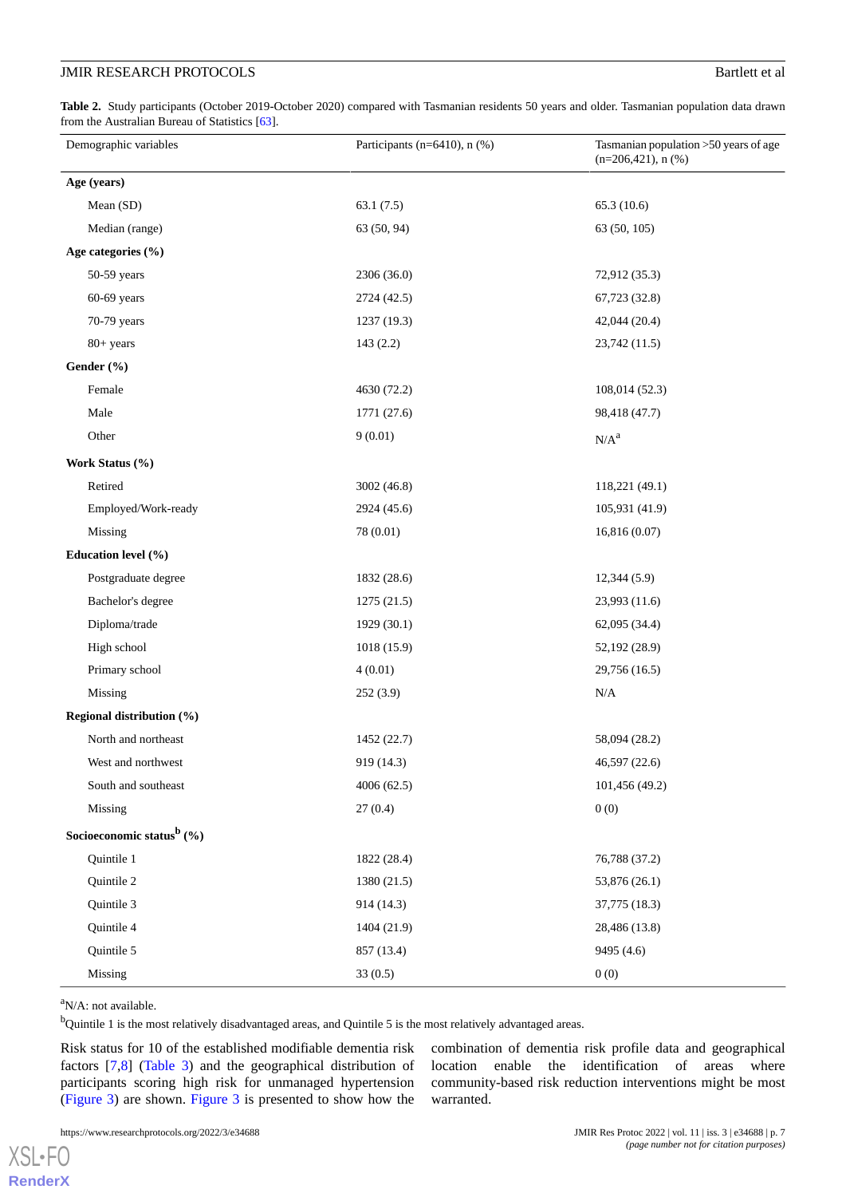**Table 2.** Study participants (October 2019-October 2020) compared with Tasmanian residents 50 years and older. Tasmanian population data drawn from the Australian Bureau of Statistics [63].

| Demographic variables | Participants (n=6410), n (%) | Tasmanian population >50 years of age (n=206,421), n (%) |
|---|---|---|
| **Age (years)** | | |
| Mean (SD) | 63.1 (7.5) | 65.3 (10.6) |
| Median (range) | 63 (50, 94) | 63 (50, 105) |
| **Age categories (%)** | | |
| 50-59 years | 2306 (36.0) | 72,912 (35.3) |
| 60-69 years | 2724 (42.5) | 67,723 (32.8) |
| 70-79 years | 1237 (19.3) | 42,044 (20.4) |
| 80+ years | 143 (2.2) | 23,742 (11.5) |
| **Gender (%)** | | |
| Female | 4630 (72.2) | 108,014 (52.3) |
| Male | 1771 (27.6) | 98,418 (47.7) |
| Other | 9 (0.01) | N/A[a] |
| **Work Status (%)** | | |
| Retired | 3002 (46.8) | 118,221 (49.1) |
| Employed/Work-ready | 2924 (45.6) | 105,931 (41.9) |
| Missing | 78 (0.01) | 16,816 (0.07) |
| **Education level (%)** | | |
| Postgraduate degree | 1832 (28.6) | 12,344 (5.9) |
| Bachelor's degree | 1275 (21.5) | 23,993 (11.6) |
| Diploma/trade | 1929 (30.1) | 62,095 (34.4) |
| High school | 1018 (15.9) | 52,192 (28.9) |
| Primary school | 4 (0.01) | 29,756 (16.5) |
| Missing | 252 (3.9) | N/A |
| **Regional distribution (%)** | | |
| North and northeast | 1452 (22.7) | 58,094 (28.2) |
| West and northwest | 919 (14.3) | 46,597 (22.6) |
| South and southeast | 4006 (62.5) | 101,456 (49.2) |
| Missing | 27 (0.4) | 0 (0) |
| **Socioeconomic status[b] (%)** | | |
| Quintile 1 | 1822 (28.4) | 76,788 (37.2) |
| Quintile 2 | 1380 (21.5) | 53,876 (26.1) |
| Quintile 3 | 914 (14.3) | 37,775 (18.3) |
| Quintile 4 | 1404 (21.9) | 28,486 (13.8) |
| Quintile 5 | 857 (13.4) | 9495 (4.6) |
| Missing | 33 (0.5) | 0 (0) |

[a]N/A: not available.

[b]Quintile 1 is the most relatively disadvantaged areas, and Quintile 5 is the most relatively advantaged areas.

Risk status for 10 of the established modifiable dementia risk factors [7,8] (Table 3) and the geographical distribution of participants scoring high risk for unmanaged hypertension (Figure 3) are shown. Figure 3 is presented to show how the combination of dementia risk profile data and geographical location enable the identification of areas where community-based risk reduction interventions might be most warranted.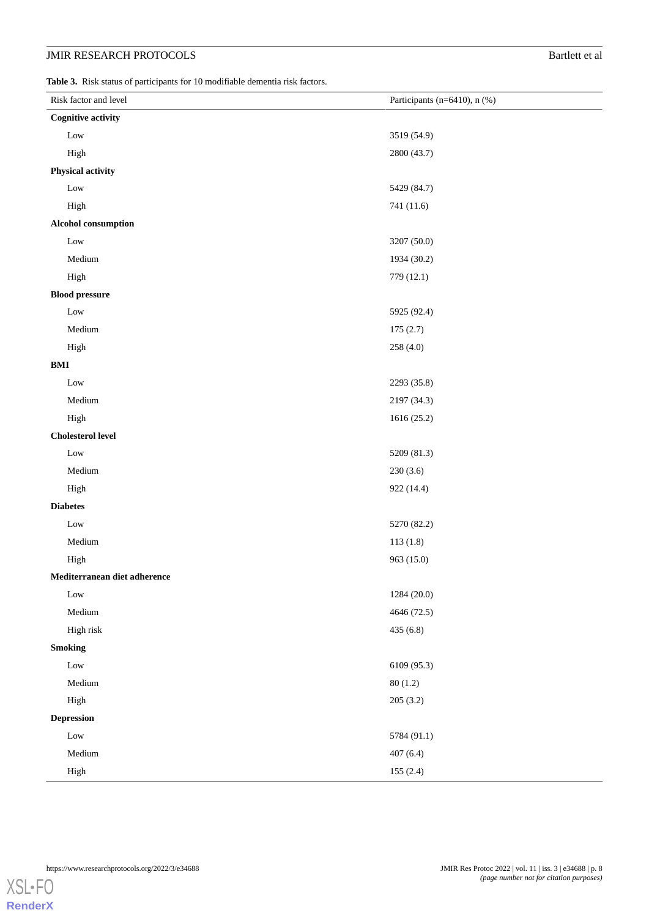**Table 3.** Risk status of participants for 10 modifiable dementia risk factors.

| Risk factor and level | Participants (n=6410), n (%) |
|---|---|
| **Cognitive activity** | |
| Low | 3519 (54.9) |
| High | 2800 (43.7) |
| **Physical activity** | |
| Low | 5429 (84.7) |
| High | 741 (11.6) |
| **Alcohol consumption** | |
| Low | 3207 (50.0) |
| Medium | 1934 (30.2) |
| High | 779 (12.1) |
| **Blood pressure** | |
| Low | 5925 (92.4) |
| Medium | 175 (2.7) |
| High | 258 (4.0) |
| **BMI** | |
| Low | 2293 (35.8) |
| Medium | 2197 (34.3) |
| High | 1616 (25.2) |
| **Cholesterol level** | |
| Low | 5209 (81.3) |
| Medium | 230 (3.6) |
| High | 922 (14.4) |
| **Diabetes** | |
| Low | 5270 (82.2) |
| Medium | 113 (1.8) |
| High | 963 (15.0) |
| **Mediterranean diet adherence** | |
| Low | 1284 (20.0) |
| Medium | 4646 (72.5) |
| High risk | 435 (6.8) |
| **Smoking** | |
| Low | 6109 (95.3) |
| Medium | 80 (1.2) |
| High | 205 (3.2) |
| **Depression** | |
| Low | 5784 (91.1) |
| Medium | 407 (6.4) |
| High | 155 (2.4) |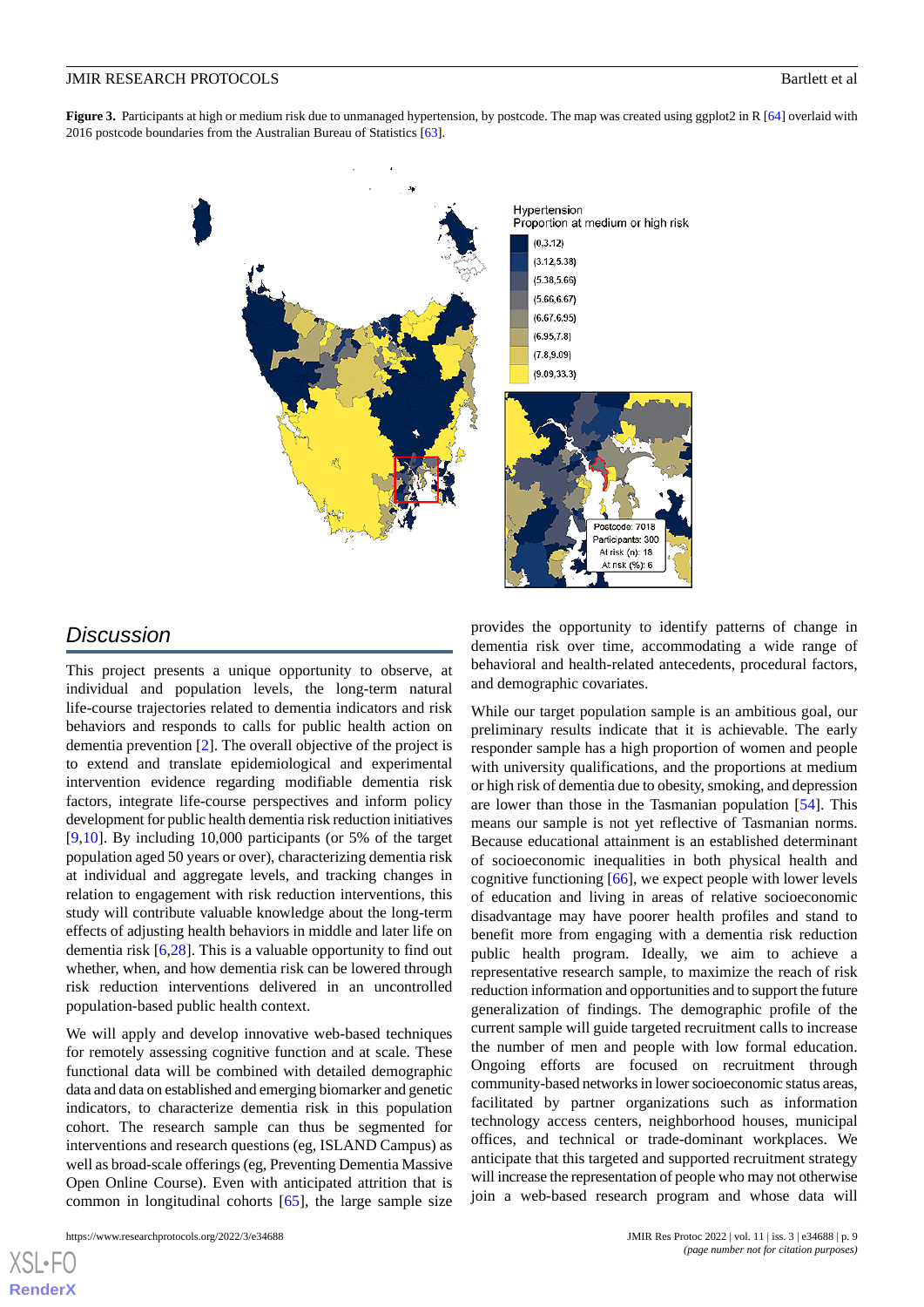**Figure 3.** Participants at high or medium risk due to unmanaged hypertension, by postcode. The map was created using ggplot2 in R [64] overlaid with 2016 postcode boundaries from the Australian Bureau of Statistics [63].

## Discussion

This project presents a unique opportunity to observe, at individual and population levels, the long-term natural life-course trajectories related to dementia indicators and risk behaviors and responds to calls for public health action on dementia prevention [2]. The overall objective of the project is to extend and translate epidemiological and experimental intervention evidence regarding modifiable dementia risk factors, integrate life-course perspectives and inform policy development for public health dementia risk reduction initiatives [9,10]. By including 10,000 participants (or 5% of the target population aged 50 years or over), characterizing dementia risk at individual and aggregate levels, and tracking changes in relation to engagement with risk reduction interventions, this study will contribute valuable knowledge about the long-term effects of adjusting health behaviors in middle and later life on dementia risk [6,28]. This is a valuable opportunity to find out whether, when, and how dementia risk can be lowered through risk reduction interventions delivered in an uncontrolled population-based public health context.

We will apply and develop innovative web-based techniques for remotely assessing cognitive function and at scale. These functional data will be combined with detailed demographic data and data on established and emerging biomarker and genetic indicators, to characterize dementia risk in this population cohort. The research sample can thus be segmented for interventions and research questions (eg, ISLAND Campus) as well as broad-scale offerings (eg, Preventing Dementia Massive Open Online Course). Even with anticipated attrition that is common in longitudinal cohorts [65], the large sample size provides the opportunity to identify patterns of change in dementia risk over time, accommodating a wide range of behavioral and health-related antecedents, procedural factors, and demographic covariates.

While our target population sample is an ambitious goal, our preliminary results indicate that it is achievable. The early responder sample has a high proportion of women and people with university qualifications, and the proportions at medium or high risk of dementia due to obesity, smoking, and depression are lower than those in the Tasmanian population [54]. This means our sample is not yet reflective of Tasmanian norms. Because educational attainment is an established determinant of socioeconomic inequalities in both physical health and cognitive functioning [66], we expect people with lower levels of education and living in areas of relative socioeconomic disadvantage may have poorer health profiles and stand to benefit more from engaging with a dementia risk reduction public health program. Ideally, we aim to achieve a representative research sample, to maximize the reach of risk reduction information and opportunities and to support the future generalization of findings. The demographic profile of the current sample will guide targeted recruitment calls to increase the number of men and people with low formal education. Ongoing efforts are focused on recruitment through community-based networks in lower socioeconomic status areas, facilitated by partner organizations such as information technology access centers, neighborhood houses, municipal offices, and technical or trade-dominant workplaces. We anticipate that this targeted and supported recruitment strategy will increase the representation of people who may not otherwise join a web-based research program and whose data will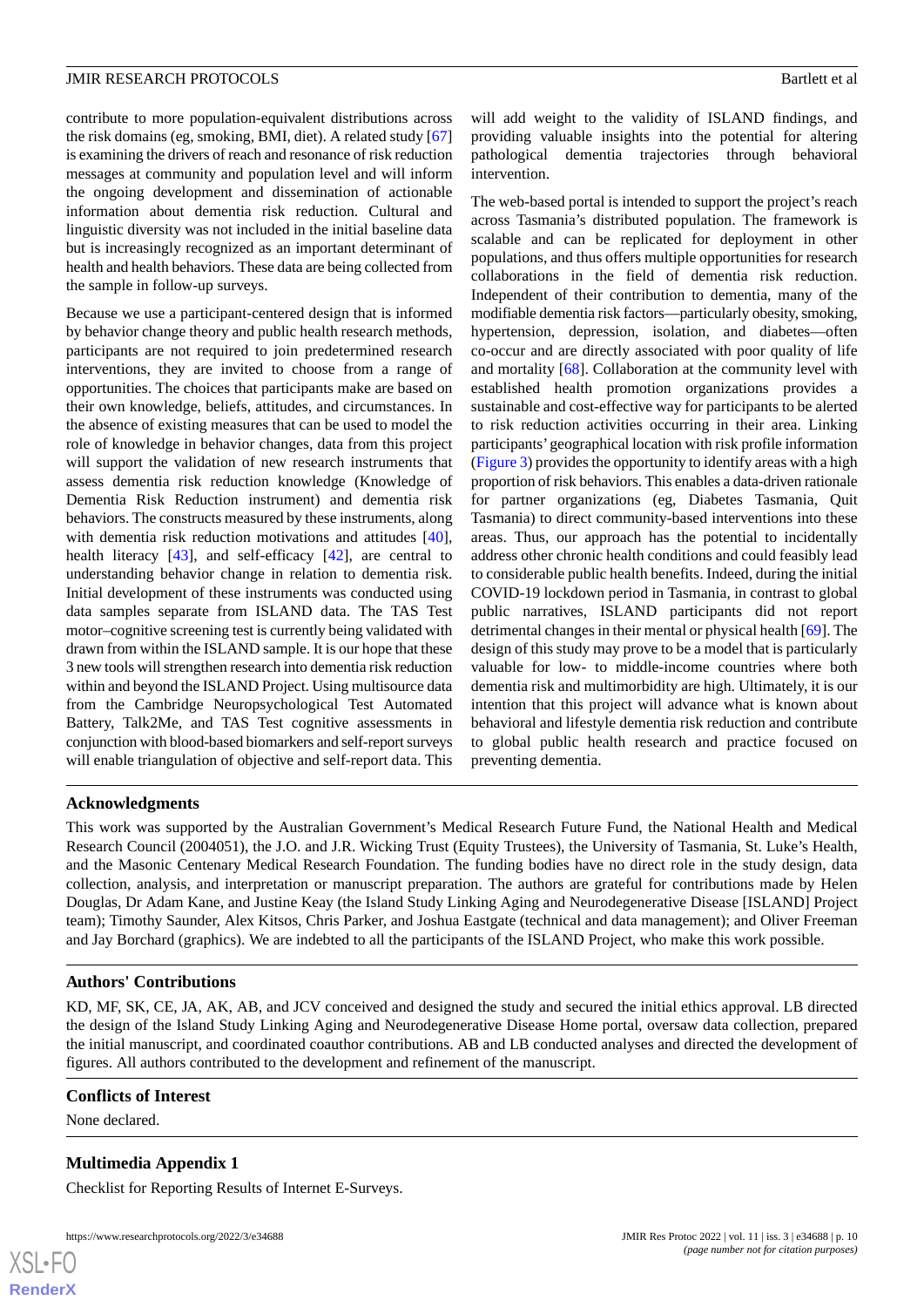contribute to more population-equivalent distributions across the risk domains (eg, smoking, BMI, diet). A related study [67] is examining the drivers of reach and resonance of risk reduction messages at community and population level and will inform the ongoing development and dissemination of actionable information about dementia risk reduction. Cultural and linguistic diversity was not included in the initial baseline data but is increasingly recognized as an important determinant of health and health behaviors. These data are being collected from the sample in follow-up surveys.

Because we use a participant-centered design that is informed by behavior change theory and public health research methods, participants are not required to join predetermined research interventions, they are invited to choose from a range of opportunities. The choices that participants make are based on their own knowledge, beliefs, attitudes, and circumstances. In the absence of existing measures that can be used to model the role of knowledge in behavior changes, data from this project will support the validation of new research instruments that assess dementia risk reduction knowledge (Knowledge of Dementia Risk Reduction instrument) and dementia risk behaviors. The constructs measured by these instruments, along with dementia risk reduction motivations and attitudes [40], health literacy [43], and self-efficacy [42], are central to understanding behavior change in relation to dementia risk. Initial development of these instruments was conducted using data samples separate from ISLAND data. The TAS Test motor–cognitive screening test is currently being validated with drawn from within the ISLAND sample. It is our hope that these 3 new tools will strengthen research into dementia risk reduction within and beyond the ISLAND Project. Using multisource data from the Cambridge Neuropsychological Test Automated Battery, Talk2Me, and TAS Test cognitive assessments in conjunction with blood-based biomarkers and self-report surveys will enable triangulation of objective and self-report data. This will add weight to the validity of ISLAND findings, and providing valuable insights into the potential for altering pathological dementia trajectories through behavioral intervention.

The web-based portal is intended to support the project's reach across Tasmania's distributed population. The framework is scalable and can be replicated for deployment in other populations, and thus offers multiple opportunities for research collaborations in the field of dementia risk reduction. Independent of their contribution to dementia, many of the modifiable dementia risk factors—particularly obesity, smoking, hypertension, depression, isolation, and diabetes—often co-occur and are directly associated with poor quality of life and mortality [68]. Collaboration at the community level with established health promotion organizations provides a sustainable and cost-effective way for participants to be alerted to risk reduction activities occurring in their area. Linking participants' geographical location with risk profile information (Figure 3) provides the opportunity to identify areas with a high proportion of risk behaviors. This enables a data-driven rationale for partner organizations (eg, Diabetes Tasmania, Quit Tasmania) to direct community-based interventions into these areas. Thus, our approach has the potential to incidentally address other chronic health conditions and could feasibly lead to considerable public health benefits. Indeed, during the initial COVID-19 lockdown period in Tasmania, in contrast to global public narratives, ISLAND participants did not report detrimental changes in their mental or physical health [69]. The design of this study may prove to be a model that is particularly valuable for low- to middle-income countries where both dementia risk and multimorbidity are high. Ultimately, it is our intention that this project will advance what is known about behavioral and lifestyle dementia risk reduction and contribute to global public health research and practice focused on preventing dementia.

## Acknowledgments

This work was supported by the Australian Government's Medical Research Future Fund, the National Health and Medical Research Council (2004051), the J.O. and J.R. Wicking Trust (Equity Trustees), the University of Tasmania, St. Luke's Health, and the Masonic Centenary Medical Research Foundation. The funding bodies have no direct role in the study design, data collection, analysis, and interpretation or manuscript preparation. The authors are grateful for contributions made by Helen Douglas, Dr Adam Kane, and Justine Keay (the Island Study Linking Aging and Neurodegenerative Disease [ISLAND] Project team); Timothy Saunder, Alex Kitsos, Chris Parker, and Joshua Eastgate (technical and data management); and Oliver Freeman and Jay Borchard (graphics). We are indebted to all the participants of the ISLAND Project, who make this work possible.

## Authors' Contributions

KD, MF, SK, CE, JA, AK, AB, and JCV conceived and designed the study and secured the initial ethics approval. LB directed the design of the Island Study Linking Aging and Neurodegenerative Disease Home portal, oversaw data collection, prepared the initial manuscript, and coordinated coauthor contributions. AB and LB conducted analyses and directed the development of figures. All authors contributed to the development and refinement of the manuscript.

## Conflicts of Interest

None declared.

## Multimedia Appendix 1

Checklist for Reporting Results of Internet E-Surveys.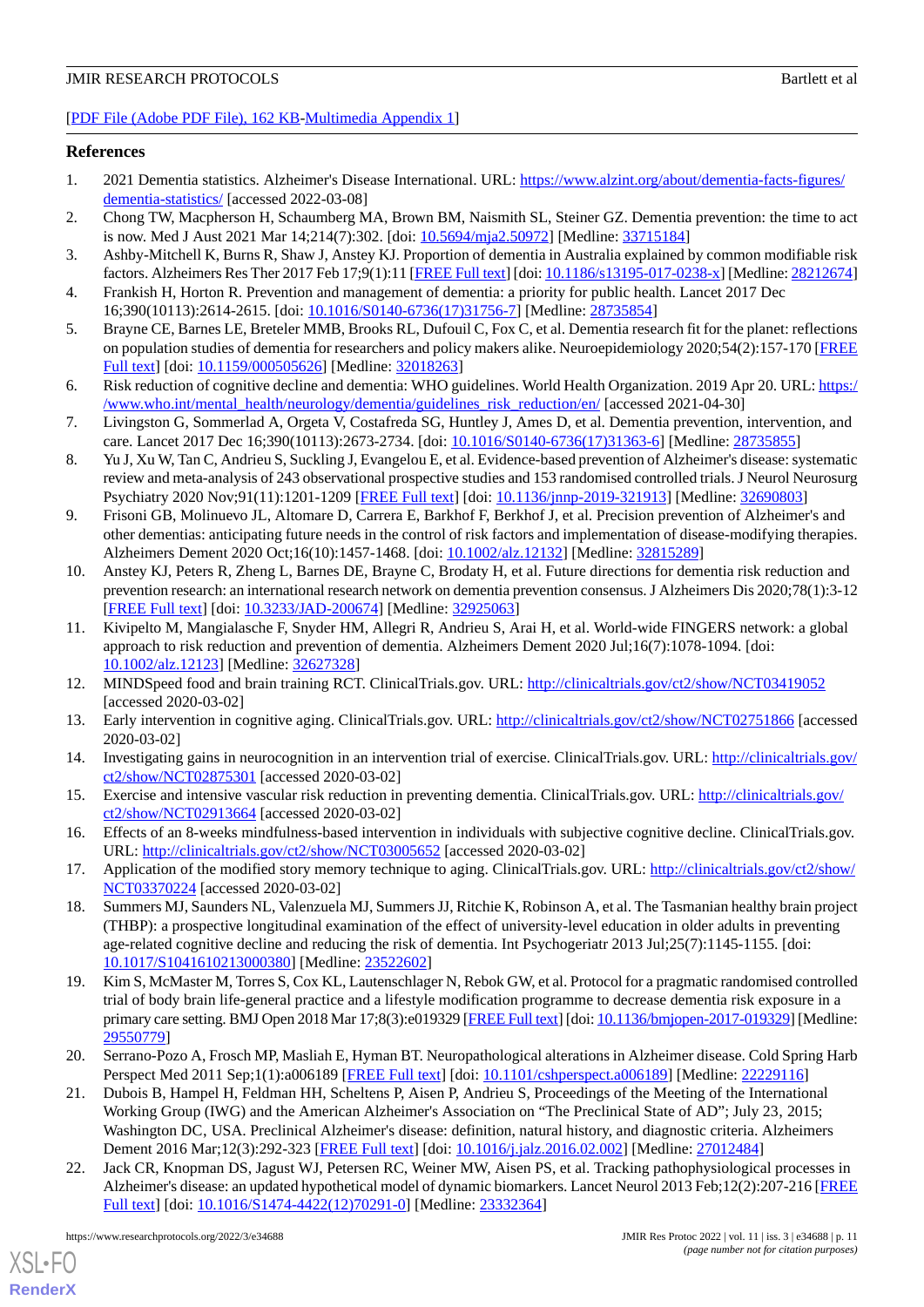[PDF File (Adobe PDF File), 162 KB-Multimedia Appendix 1]

## References

1. 2021 Dementia statistics. Alzheimer's Disease International. URL: https://www.alzint.org/about/dementia-facts-figures/dementia-statistics/ [accessed 2022-03-08]
2. Chong TW, Macpherson H, Schaumberg MA, Brown BM, Naismith SL, Steiner GZ. Dementia prevention: the time to act is now. Med J Aust 2021 Mar 14;214(7):302. [doi: 10.5694/mja2.50972] [Medline: 33715184]
3. Ashby-Mitchell K, Burns R, Shaw J, Anstey KJ. Proportion of dementia in Australia explained by common modifiable risk factors. Alzheimers Res Ther 2017 Feb 17;9(1):11 [FREE Full text] [doi: 10.1186/s13195-017-0238-x] [Medline: 28212674]
4. Frankish H, Horton R. Prevention and management of dementia: a priority for public health. Lancet 2017 Dec 16;390(10113):2614-2615. [doi: 10.1016/S0140-6736(17)31756-7] [Medline: 28735854]
5. Brayne CE, Barnes LE, Breteler MMB, Brooks RL, Dufouil C, Fox C, et al. Dementia research fit for the planet: reflections on population studies of dementia for researchers and policy makers alike. Neuroepidemiology 2020;54(2):157-170 [FREE Full text] [doi: 10.1159/000505626] [Medline: 32018263]
6. Risk reduction of cognitive decline and dementia: WHO guidelines. World Health Organization. 2019 Apr 20. URL: https://www.who.int/mental_health/neurology/dementia/guidelines_risk_reduction/en/ [accessed 2021-04-30]
7. Livingston G, Sommerlad A, Orgeta V, Costafreda SG, Huntley J, Ames D, et al. Dementia prevention, intervention, and care. Lancet 2017 Dec 16;390(10113):2673-2734. [doi: 10.1016/S0140-6736(17)31363-6] [Medline: 28735855]
8. Yu J, Xu W, Tan C, Andrieu S, Suckling J, Evangelou E, et al. Evidence-based prevention of Alzheimer's disease: systematic review and meta-analysis of 243 observational prospective studies and 153 randomised controlled trials. J Neurol Neurosurg Psychiatry 2020 Nov;91(11):1201-1209 [FREE Full text] [doi: 10.1136/jnnp-2019-321913] [Medline: 32690803]
9. Frisoni GB, Molinuevo JL, Altomare D, Carrera E, Barkhof F, Berkhof J, et al. Precision prevention of Alzheimer's and other dementias: anticipating future needs in the control of risk factors and implementation of disease-modifying therapies. Alzheimers Dement 2020 Oct;16(10):1457-1468. [doi: 10.1002/alz.12132] [Medline: 32815289]
10. Anstey KJ, Peters R, Zheng L, Barnes DE, Brayne C, Brodaty H, et al. Future directions for dementia risk reduction and prevention research: an international research network on dementia prevention consensus. J Alzheimers Dis 2020;78(1):3-12 [FREE Full text] [doi: 10.3233/JAD-200674] [Medline: 32925063]
11. Kivipelto M, Mangialasche F, Snyder HM, Allegri R, Andrieu S, Arai H, et al. World-wide FINGERS network: a global approach to risk reduction and prevention of dementia. Alzheimers Dement 2020 Jul;16(7):1078-1094. [doi: 10.1002/alz.12123] [Medline: 32627328]
12. MINDSpeed food and brain training RCT. ClinicalTrials.gov. URL: http://clinicaltrials.gov/ct2/show/NCT03419052 [accessed 2020-03-02]
13. Early intervention in cognitive aging. ClinicalTrials.gov. URL: http://clinicaltrials.gov/ct2/show/NCT02751866 [accessed 2020-03-02]
14. Investigating gains in neurocognition in an intervention trial of exercise. ClinicalTrials.gov. URL: http://clinicaltrials.gov/ct2/show/NCT02875301 [accessed 2020-03-02]
15. Exercise and intensive vascular risk reduction in preventing dementia. ClinicalTrials.gov. URL: http://clinicaltrials.gov/ct2/show/NCT02913664 [accessed 2020-03-02]
16. Effects of an 8-weeks mindfulness-based intervention in individuals with subjective cognitive decline. ClinicalTrials.gov. URL: http://clinicaltrials.gov/ct2/show/NCT03005652 [accessed 2020-03-02]
17. Application of the modified story memory technique to aging. ClinicalTrials.gov. URL: http://clinicaltrials.gov/ct2/show/NCT03370224 [accessed 2020-03-02]
18. Summers MJ, Saunders NL, Valenzuela MJ, Summers JJ, Ritchie K, Robinson A, et al. The Tasmanian healthy brain project (THBP): a prospective longitudinal examination of the effect of university-level education in older adults in preventing age-related cognitive decline and reducing the risk of dementia. Int Psychogeriatr 2013 Jul;25(7):1145-1155. [doi: 10.1017/S1041610213000380] [Medline: 23522602]
19. Kim S, McMaster M, Torres S, Cox KL, Lautenschlager N, Rebok GW, et al. Protocol for a pragmatic randomised controlled trial of body brain life-general practice and a lifestyle modification programme to decrease dementia risk exposure in a primary care setting. BMJ Open 2018 Mar 17;8(3):e019329 [FREE Full text] [doi: 10.1136/bmjopen-2017-019329] [Medline: 29550779]
20. Serrano-Pozo A, Frosch MP, Masliah E, Hyman BT. Neuropathological alterations in Alzheimer disease. Cold Spring Harb Perspect Med 2011 Sep;1(1):a006189 [FREE Full text] [doi: 10.1101/cshperspect.a006189] [Medline: 22229116]
21. Dubois B, Hampel H, Feldman HH, Scheltens P, Aisen P, Andrieu S, Proceedings of the Meeting of the International Working Group (IWG) and the American Alzheimer's Association on “The Preclinical State of AD”; July 23, 2015; Washington DC, USA. Preclinical Alzheimer's disease: definition, natural history, and diagnostic criteria. Alzheimers Dement 2016 Mar;12(3):292-323 [FREE Full text] [doi: 10.1016/j.jalz.2016.02.002] [Medline: 27012484]
22. Jack CR, Knopman DS, Jagust WJ, Petersen RC, Weiner MW, Aisen PS, et al. Tracking pathophysiological processes in Alzheimer's disease: an updated hypothetical model of dynamic biomarkers. Lancet Neurol 2013 Feb;12(2):207-216 [FREE Full text] [doi: 10.1016/S1474-4422(12)70291-0] [Medline: 23332364]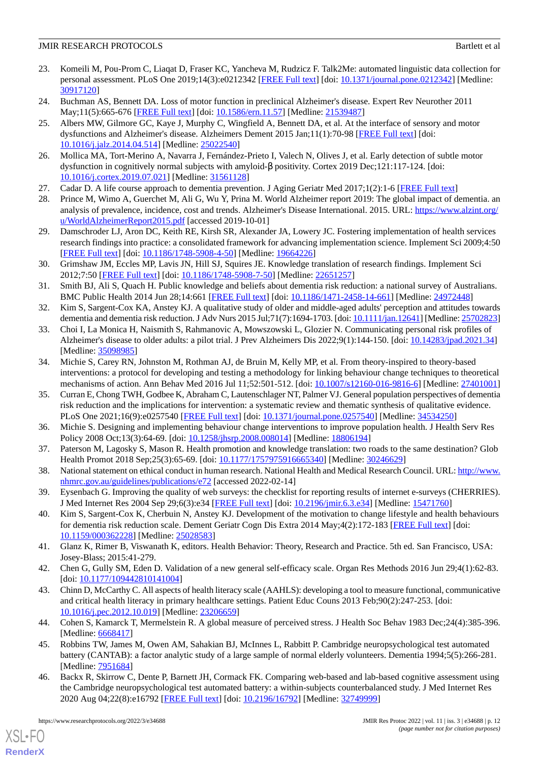23. Komeili M, Pou-Prom C, Liaqat D, Fraser KC, Yancheva M, Rudzicz F. Talk2Me: automated linguistic data collection for personal assessment. PLoS One 2019;14(3):e0212342 [FREE Full text] [doi: 10.1371/journal.pone.0212342] [Medline: 30917120]
24. Buchman AS, Bennett DA. Loss of motor function in preclinical Alzheimer's disease. Expert Rev Neurother 2011 May;11(5):665-676 [FREE Full text] [doi: 10.1586/ern.11.57] [Medline: 21539487]
25. Albers MW, Gilmore GC, Kaye J, Murphy C, Wingfield A, Bennett DA, et al. At the interface of sensory and motor dysfunctions and Alzheimer's disease. Alzheimers Dement 2015 Jan;11(1):70-98 [FREE Full text] [doi: 10.1016/j.jalz.2014.04.514] [Medline: 25022540]
26. Mollica MA, Tort-Merino A, Navarra J, Fernández-Prieto I, Valech N, Olives J, et al. Early detection of subtle motor dysfunction in cognitively normal subjects with amyloid-β positivity. Cortex 2019 Dec;121:117-124. [doi: 10.1016/j.cortex.2019.07.021] [Medline: 31561128]
27. Cadar D. A life course approach to dementia prevention. J Aging Geriatr Med 2017;1(2):1-6 [FREE Full text]
28. Prince M, Wimo A, Guerchet M, Ali G, Wu Y, Prina M. World Alzheimer report 2019: The global impact of dementia. an analysis of prevalence, incidence, cost and trends. Alzheimer's Disease International. 2015. URL: https://www.alzint.org/u/WorldAlzheimerReport2015.pdf [accessed 2019-10-01]
29. Damschroder LJ, Aron DC, Keith RE, Kirsh SR, Alexander JA, Lowery JC. Fostering implementation of health services research findings into practice: a consolidated framework for advancing implementation science. Implement Sci 2009;4:50 [FREE Full text] [doi: 10.1186/1748-5908-4-50] [Medline: 19664226]
30. Grimshaw JM, Eccles MP, Lavis JN, Hill SJ, Squires JE. Knowledge translation of research findings. Implement Sci 2012;7:50 [FREE Full text] [doi: 10.1186/1748-5908-7-50] [Medline: 22651257]
31. Smith BJ, Ali S, Quach H. Public knowledge and beliefs about dementia risk reduction: a national survey of Australians. BMC Public Health 2014 Jun 28;14:661 [FREE Full text] [doi: 10.1186/1471-2458-14-661] [Medline: 24972448]
32. Kim S, Sargent-Cox KA, Anstey KJ. A qualitative study of older and middle-aged adults' perception and attitudes towards dementia and dementia risk reduction. J Adv Nurs 2015 Jul;71(7):1694-1703. [doi: 10.1111/jan.12641] [Medline: 25702823]
33. Choi I, La Monica H, Naismith S, Rahmanovic A, Mowszowski L, Glozier N. Communicating personal risk profiles of Alzheimer's disease to older adults: a pilot trial. J Prev Alzheimers Dis 2022;9(1):144-150. [doi: 10.14283/jpad.2021.34] [Medline: 35098985]
34. Michie S, Carey RN, Johnston M, Rothman AJ, de Bruin M, Kelly MP, et al. From theory-inspired to theory-based interventions: a protocol for developing and testing a methodology for linking behaviour change techniques to theoretical mechanisms of action. Ann Behav Med 2016 Jul 11;52:501-512. [doi: 10.1007/s12160-016-9816-6] [Medline: 27401001]
35. Curran E, Chong TWH, Godbee K, Abraham C, Lautenschlager NT, Palmer VJ. General population perspectives of dementia risk reduction and the implications for intervention: a systematic review and thematic synthesis of qualitative evidence. PLoS One 2021;16(9):e0257540 [FREE Full text] [doi: 10.1371/journal.pone.0257540] [Medline: 34534250]
36. Michie S. Designing and implementing behaviour change interventions to improve population health. J Health Serv Res Policy 2008 Oct;13(3):64-69. [doi: 10.1258/jhsrp.2008.008014] [Medline: 18806194]
37. Paterson M, Lagosky S, Mason R. Health promotion and knowledge translation: two roads to the same destination? Glob Health Promot 2018 Sep;25(3):65-69. [doi: 10.1177/1757975916665340] [Medline: 30246629]
38. National statement on ethical conduct in human research. National Health and Medical Research Council. URL: http://www.nhmrc.gov.au/guidelines/publications/e72 [accessed 2022-02-14]
39. Eysenbach G. Improving the quality of web surveys: the checklist for reporting results of internet e-surveys (CHERRIES). J Med Internet Res 2004 Sep 29;6(3):e34 [FREE Full text] [doi: 10.2196/jmir.6.3.e34] [Medline: 15471760]
40. Kim S, Sargent-Cox K, Cherbuin N, Anstey KJ. Development of the motivation to change lifestyle and health behaviours for dementia risk reduction scale. Dement Geriatr Cogn Dis Extra 2014 May;4(2):172-183 [FREE Full text] [doi: 10.1159/000362228] [Medline: 25028583]
41. Glanz K, Rimer B, Viswanath K, editors. Health Behavior: Theory, Research and Practice. 5th ed. San Francisco, USA: Josey-Blass; 2015:41-279.
42. Chen G, Gully SM, Eden D. Validation of a new general self-efficacy scale. Organ Res Methods 2016 Jun 29;4(1):62-83. [doi: 10.1177/109442810141004]
43. Chinn D, McCarthy C. All aspects of health literacy scale (AAHLS): developing a tool to measure functional, communicative and critical health literacy in primary healthcare settings. Patient Educ Couns 2013 Feb;90(2):247-253. [doi: 10.1016/j.pec.2012.10.019] [Medline: 23206659]
44. Cohen S, Kamarck T, Mermelstein R. A global measure of perceived stress. J Health Soc Behav 1983 Dec;24(4):385-396. [Medline: 6668417]
45. Robbins TW, James M, Owen AM, Sahakian BJ, McInnes L, Rabbitt P. Cambridge neuropsychological test automated battery (CANTAB): a factor analytic study of a large sample of normal elderly volunteers. Dementia 1994;5(5):266-281. [Medline: 7951684]
46. Backx R, Skirrow C, Dente P, Barnett JH, Cormack FK. Comparing web-based and lab-based cognitive assessment using the Cambridge neuropsychological test automated battery: a within-subjects counterbalanced study. J Med Internet Res 2020 Aug 04;22(8):e16792 [FREE Full text] [doi: 10.2196/16792] [Medline: 32749999]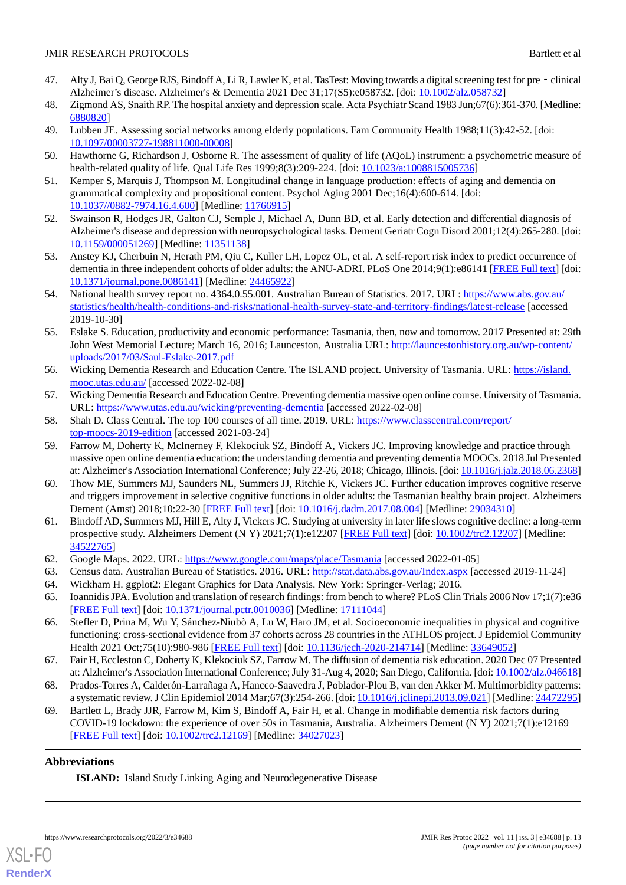47. Alty J, Bai Q, George RJS, Bindoff A, Li R, Lawler K, et al. TasTest: Moving towards a digital screening test for pre‐clinical Alzheimer's disease. Alzheimer's & Dementia 2021 Dec 31;17(S5):e058732. [doi: 10.1002/alz.058732]
48. Zigmond AS, Snaith RP. The hospital anxiety and depression scale. Acta Psychiatr Scand 1983 Jun;67(6):361-370. [Medline: 6880820]
49. Lubben JE. Assessing social networks among elderly populations. Fam Community Health 1988;11(3):42-52. [doi: 10.1097/00003727-198811000-00008]
50. Hawthorne G, Richardson J, Osborne R. The assessment of quality of life (AQoL) instrument: a psychometric measure of health-related quality of life. Qual Life Res 1999;8(3):209-224. [doi: 10.1023/a:1008815005736]
51. Kemper S, Marquis J, Thompson M. Longitudinal change in language production: effects of aging and dementia on grammatical complexity and propositional content. Psychol Aging 2001 Dec;16(4):600-614. [doi: 10.1037//0882-7974.16.4.600] [Medline: 11766915]
52. Swainson R, Hodges JR, Galton CJ, Semple J, Michael A, Dunn BD, et al. Early detection and differential diagnosis of Alzheimer's disease and depression with neuropsychological tasks. Dement Geriatr Cogn Disord 2001;12(4):265-280. [doi: 10.1159/000051269] [Medline: 11351138]
53. Anstey KJ, Cherbuin N, Herath PM, Qiu C, Kuller LH, Lopez OL, et al. A self-report risk index to predict occurrence of dementia in three independent cohorts of older adults: the ANU-ADRI. PLoS One 2014;9(1):e86141 [FREE Full text] [doi: 10.1371/journal.pone.0086141] [Medline: 24465922]
54. National health survey report no. 4364.0.55.001. Australian Bureau of Statistics. 2017. URL: https://www.abs.gov.au/statistics/health/health-conditions-and-risks/national-health-survey-state-and-territory-findings/latest-release [accessed 2019-10-30]
55. Eslake S. Education, productivity and economic performance: Tasmania, then, now and tomorrow. 2017 Presented at: 29th John West Memorial Lecture; March 16, 2016; Launceston, Australia URL: http://launcestonhistory.org.au/wp-content/uploads/2017/03/Saul-Eslake-2017.pdf
56. Wicking Dementia Research and Education Centre. The ISLAND project. University of Tasmania. URL: https://island.mooc.utas.edu.au/ [accessed 2022-02-08]
57. Wicking Dementia Research and Education Centre. Preventing dementia massive open online course. University of Tasmania. URL: https://www.utas.edu.au/wicking/preventing-dementia [accessed 2022-02-08]
58. Shah D. Class Central. The top 100 courses of all time. 2019. URL: https://www.classcentral.com/report/top-moocs-2019-edition [accessed 2021-03-24]
59. Farrow M, Doherty K, McInerney F, Klekociuk SZ, Bindoff A, Vickers JC. Improving knowledge and practice through massive open online dementia education: the understanding dementia and preventing dementia MOOCs. 2018 Jul Presented at: Alzheimer's Association International Conference; July 22-26, 2018; Chicago, Illinois. [doi: 10.1016/j.jalz.2018.06.2368]
60. Thow ME, Summers MJ, Saunders NL, Summers JJ, Ritchie K, Vickers JC. Further education improves cognitive reserve and triggers improvement in selective cognitive functions in older adults: the Tasmanian healthy brain project. Alzheimers Dement (Amst) 2018;10:22-30 [FREE Full text] [doi: 10.1016/j.dadm.2017.08.004] [Medline: 29034310]
61. Bindoff AD, Summers MJ, Hill E, Alty J, Vickers JC. Studying at university in later life slows cognitive decline: a long-term prospective study. Alzheimers Dement (N Y) 2021;7(1):e12207 [FREE Full text] [doi: 10.1002/trc2.12207] [Medline: 34522765]
62. Google Maps. 2022. URL: https://www.google.com/maps/place/Tasmania [accessed 2022-01-05]
63. Census data. Australian Bureau of Statistics. 2016. URL: http://stat.data.abs.gov.au/Index.aspx [accessed 2019-11-24]
64. Wickham H. ggplot2: Elegant Graphics for Data Analysis. New York: Springer-Verlag; 2016.
65. Ioannidis JPA. Evolution and translation of research findings: from bench to where? PLoS Clin Trials 2006 Nov 17;1(7):e36 [FREE Full text] [doi: 10.1371/journal.pctr.0010036] [Medline: 17111044]
66. Stefler D, Prina M, Wu Y, Sánchez-Niubò A, Lu W, Haro JM, et al. Socioeconomic inequalities in physical and cognitive functioning: cross-sectional evidence from 37 cohorts across 28 countries in the ATHLOS project. J Epidemiol Community Health 2021 Oct;75(10):980-986 [FREE Full text] [doi: 10.1136/jech-2020-214714] [Medline: 33649052]
67. Fair H, Eccleston C, Doherty K, Klekociuk SZ, Farrow M. The diffusion of dementia risk education. 2020 Dec 07 Presented at: Alzheimer's Association International Conference; July 31-Aug 4, 2020; San Diego, California. [doi: 10.1002/alz.046618]
68. Prados-Torres A, Calderón-Larrañaga A, Hancco-Saavedra J, Poblador-Plou B, van den Akker M. Multimorbidity patterns: a systematic review. J Clin Epidemiol 2014 Mar;67(3):254-266. [doi: 10.1016/j.jclinepi.2013.09.021] [Medline: 24472295]
69. Bartlett L, Brady JJR, Farrow M, Kim S, Bindoff A, Fair H, et al. Change in modifiable dementia risk factors during COVID-19 lockdown: the experience of over 50s in Tasmania, Australia. Alzheimers Dement (N Y) 2021;7(1):e12169 [FREE Full text] [doi: 10.1002/trc2.12169] [Medline: 34027023]

## Abbreviations

**ISLAND:** Island Study Linking Aging and Neurodegenerative Disease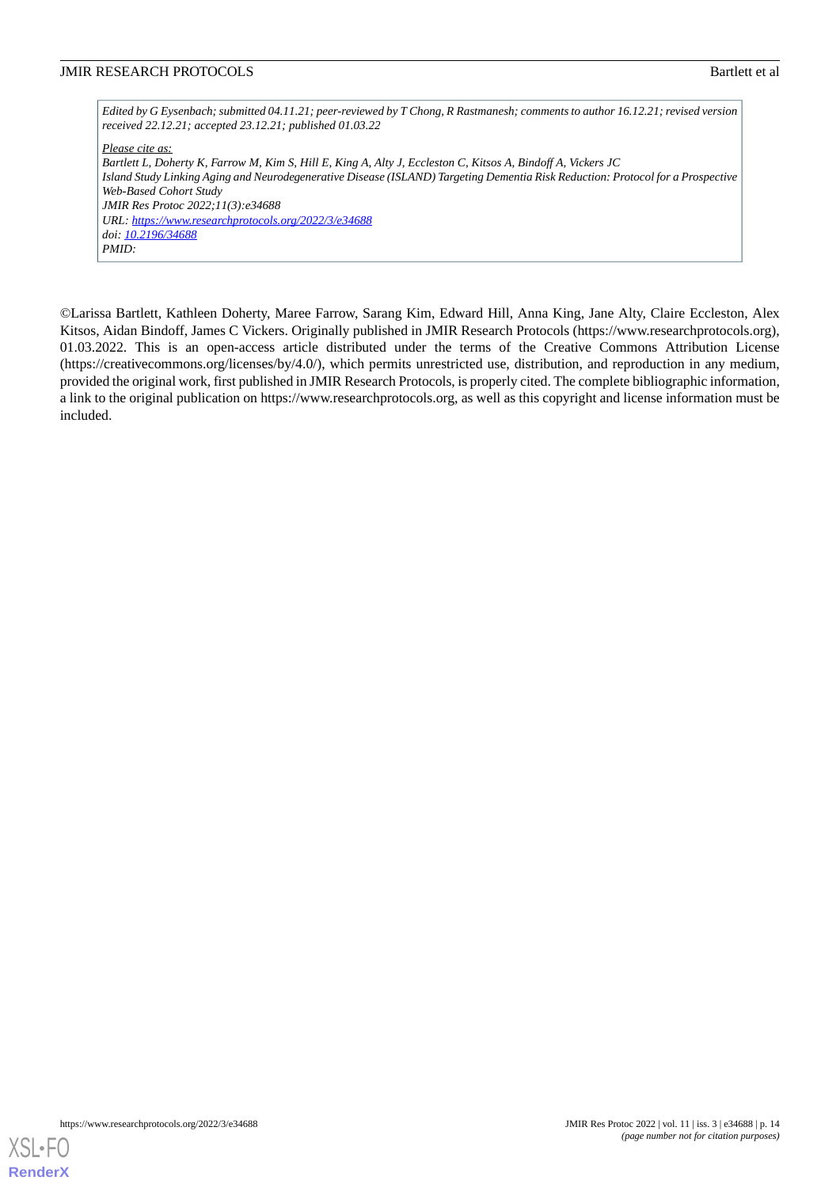*Edited by G Eysenbach; submitted 04.11.21; peer-reviewed by T Chong, R Rastmanesh; comments to author 16.12.21; revised version received 22.12.21; accepted 23.12.21; published 01.03.22*

*Please cite as:*
*Bartlett L, Doherty K, Farrow M, Kim S, Hill E, King A, Alty J, Eccleston C, Kitsos A, Bindoff A, Vickers JC*
*Island Study Linking Aging and Neurodegenerative Disease (ISLAND) Targeting Dementia Risk Reduction: Protocol for a Prospective Web-Based Cohort Study*
*JMIR Res Protoc 2022;11(3):e34688*
*URL: https://www.researchprotocols.org/2022/3/e34688*
*doi: 10.2196/34688*
*PMID:*

©Larissa Bartlett, Kathleen Doherty, Maree Farrow, Sarang Kim, Edward Hill, Anna King, Jane Alty, Claire Eccleston, Alex Kitsos, Aidan Bindoff, James C Vickers. Originally published in JMIR Research Protocols (https://www.researchprotocols.org), 01.03.2022. This is an open-access article distributed under the terms of the Creative Commons Attribution License (https://creativecommons.org/licenses/by/4.0/), which permits unrestricted use, distribution, and reproduction in any medium, provided the original work, first published in JMIR Research Protocols, is properly cited. The complete bibliographic information, a link to the original publication on https://www.researchprotocols.org, as well as this copyright and license information must be included.